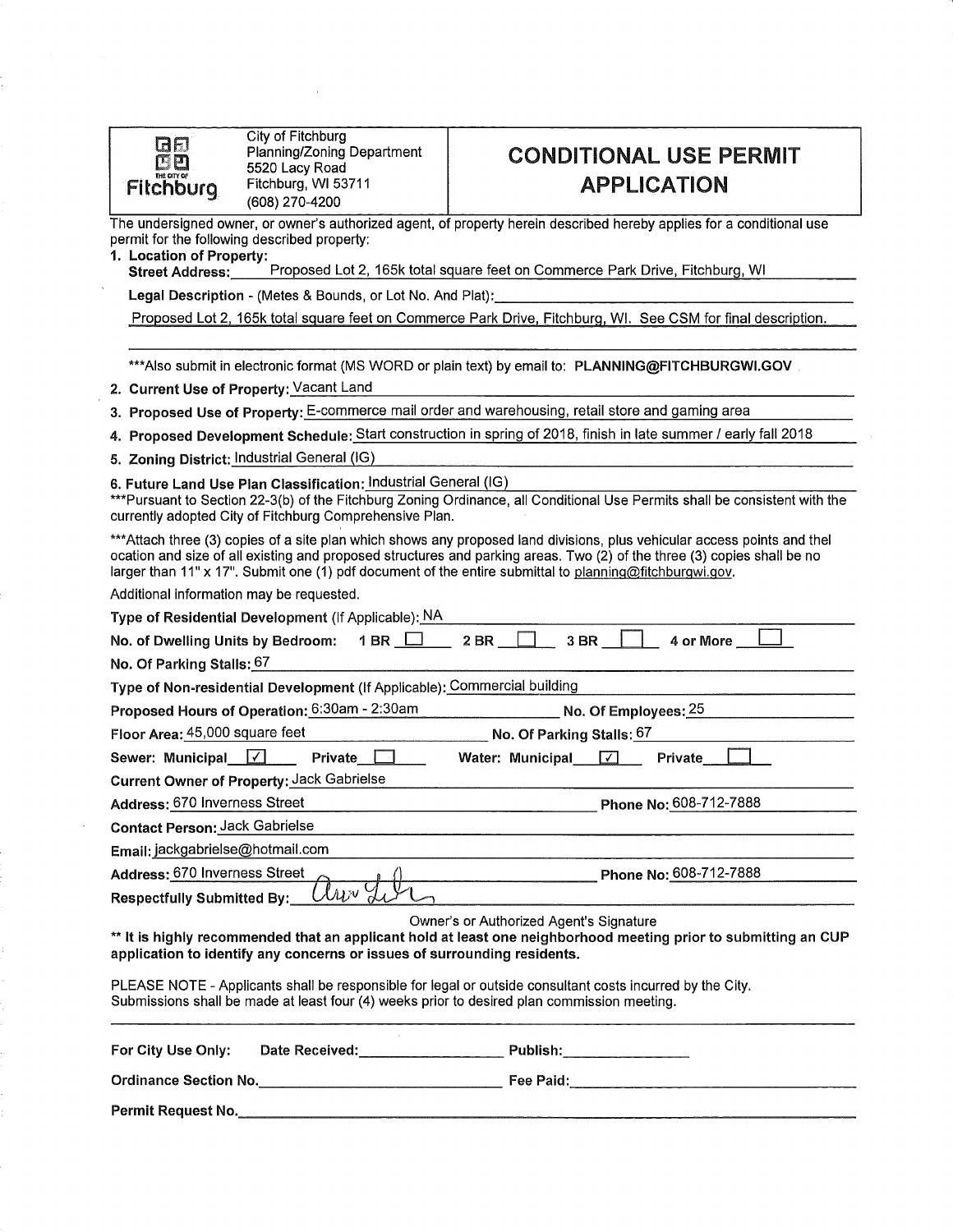City of Fitchburg
Planning/Zoning Department
5520 Lacy Road
Fitchburg, WI 53711
(608) 270-4200

# CONDITIONAL USE PERMIT APPLICATION

The undersigned owner, or owner's authorized agent, of property herein described hereby applies for a conditional use permit for the following described property:

1. **Location of Property:**
   **Street Address:** Proposed Lot 2, 165k total square feet on Commerce Park Drive, Fitchburg, WI

   **Legal Description** - (Metes & Bounds, or Lot No. And Plat):

   Proposed Lot 2, 165k total square feet on Commerce Park Drive, Fitchburg, WI. See CSM for final description.

***Also submit in electronic format (MS WORD or plain text) by email to: **PLANNING@FITCHBURGWI.GOV**

2. **Current Use of Property:** Vacant Land
3. **Proposed Use of Property:** E-commerce mail order and warehousing, retail store and gaming area
4. **Proposed Development Schedule:** Start construction in spring of 2018, finish in late summer / early fall 2018
5. **Zoning District:** Industrial General (IG)
6. **Future Land Use Plan Classification:** Industrial General (IG)

***Pursuant to Section 22-3(b) of the Fitchburg Zoning Ordinance, all Conditional Use Permits shall be consistent with the currently adopted City of Fitchburg Comprehensive Plan.

***Attach three (3) copies of a site plan which shows any proposed land divisions, plus vehicular access points and thel ocation and size of all existing and proposed structures and parking areas. Two (2) of the three (3) copies shall be no larger than 11" x 17". Submit one (1) pdf document of the entire submittal to planning@fitchburgwi.gov.

Additional information may be requested.

**Type of Residential Development** (If Applicable): NA

**No. of Dwelling Units by Bedroom:** 1 BR ☐ 2 BR ☐ 3 BR ☐ 4 or More ☐

**No. Of Parking Stalls:** 67

**Type of Non-residential Development** (If Applicable): Commercial building

**Proposed Hours of Operation:** 6:30am - 2:30am **No. Of Employees:** 25

**Floor Area:** 45,000 square feet **No. Of Parking Stalls:** 67

**Sewer: Municipal** ☑ **Private** ☐ **Water: Municipal** ☑ **Private** ☐

**Current Owner of Property:** Jack Gabrielse

**Address:** 670 Inverness Street **Phone No:** 608-712-7888

**Contact Person:** Jack Gabrielse

**Email:** jackgabrielse@hotmail.com

**Address:** 670 Inverness Street **Phone No:** 608-712-7888

**Respectfully Submitted By:** [signature]

Owner's or Authorized Agent's Signature

**** It is highly recommended that an applicant hold at least one neighborhood meeting prior to submitting an CUP application to identify any concerns or issues of surrounding residents.**

PLEASE NOTE - Applicants shall be responsible for legal or outside consultant costs incurred by the City. Submissions shall be made at least four (4) weeks prior to desired plan commission meeting.

**For City Use Only:** **Date Received:**\_\_\_\_\_\_\_\_ **Publish:**\_\_\_\_\_\_\_\_

**Ordinance Section No.**\_\_\_\_\_\_\_\_ **Fee Paid:**\_\_\_\_\_\_\_\_

**Permit Request No.**\_\_\_\_\_\_\_\_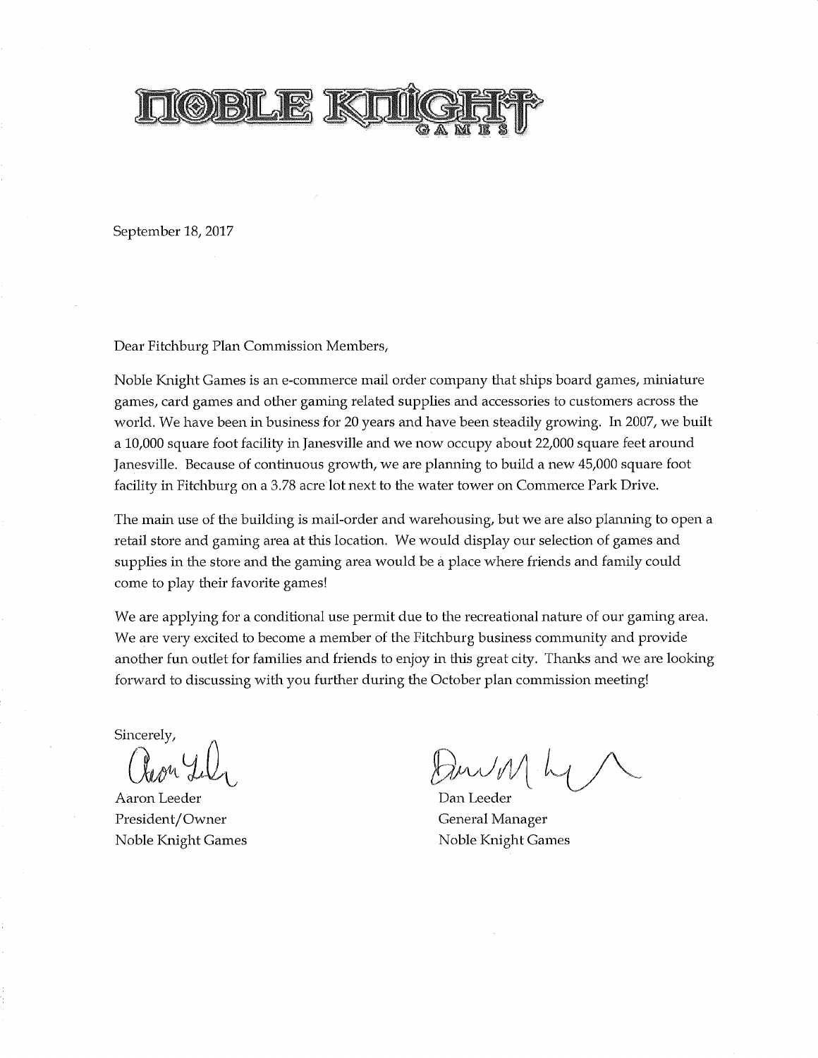# NOBLE KNIGHT GAMES

September 18, 2017

Dear Fitchburg Plan Commission Members,

Noble Knight Games is an e-commerce mail order company that ships board games, miniature games, card games and other gaming related supplies and accessories to customers across the world. We have been in business for 20 years and have been steadily growing. In 2007, we built a 10,000 square foot facility in Janesville and we now occupy about 22,000 square feet around Janesville. Because of continuous growth, we are planning to build a new 45,000 square foot facility in Fitchburg on a 3.78 acre lot next to the water tower on Commerce Park Drive.

The main use of the building is mail-order and warehousing, but we are also planning to open a retail store and gaming area at this location. We would display our selection of games and supplies in the store and the gaming area would be a place where friends and family could come to play their favorite games!

We are applying for a conditional use permit due to the recreational nature of our gaming area. We are very excited to become a member of the Fitchburg business community and provide another fun outlet for families and friends to enjoy in this great city. Thanks and we are looking forward to discussing with you further during the October plan commission meeting!

Sincerely,

Aaron Leeder
President/Owner
Noble Knight Games

Dan Leeder
General Manager
Noble Knight Games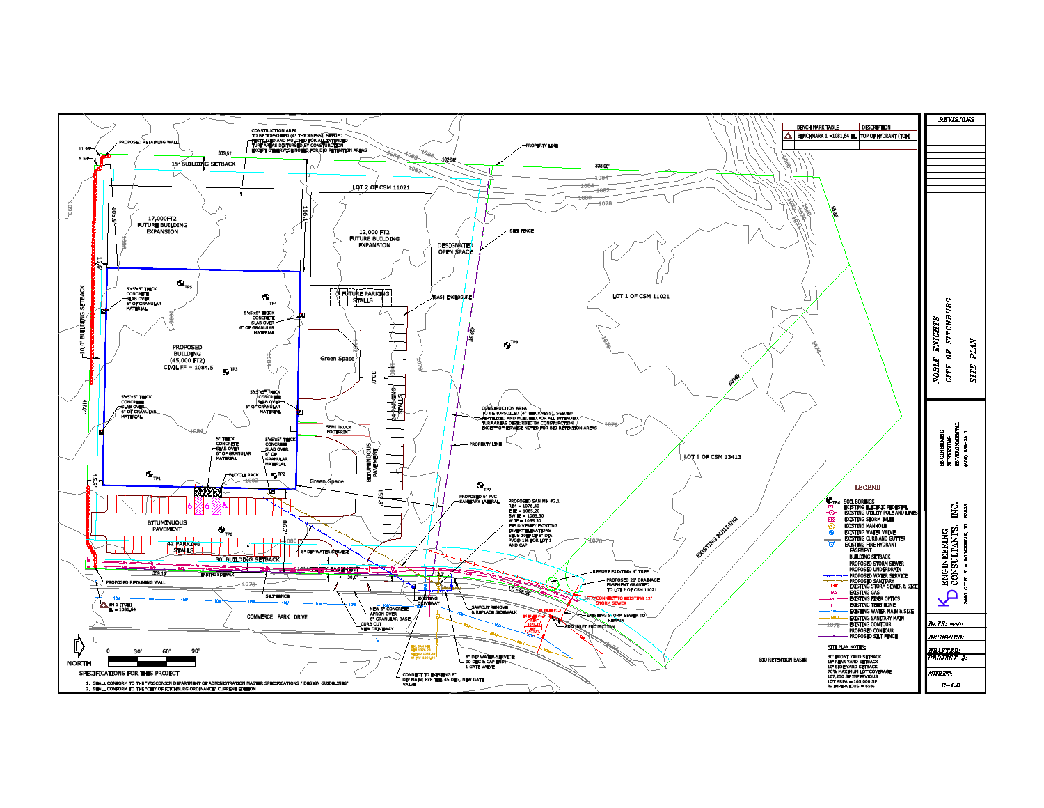## BENCH MARK TABLE

| BENCH MARK TABLE | DESCRIPTION |
|---|---|
| BENCHMARK 1 =1081.64 EL. | TOP OF HYDRANT (TOH) |

## REVISIONS

NOBLE KNIGHTS
CITY OF FITCHBURG
SITE PLAN

KD ENGINEERING CONSULTANTS, INC.
ENGINEERING
SURVEYING
ENVIRONMENTAL

DATE:
DESIGNED:
DRAFTED:
PROJECT #:
SHEET:
C-1.0

---

CONSTRUCTION AREA TO BE TOPSOILED (4" THICKNESS), SEEDED FERTILIZED AND MULCHED FOR ALL INTENDED TURF AREAS DISTURBED BY CONSTRUCTION EXCEPT OTHERWISE NOTED FOR BIO RETENTION AREAS

PROPOSED RETAINING WALL

15' BUILDING SETBACK

303.51'

102.98'

338.08'

PROPERTY LINE

LOT 2 OF CSM 11021

17,000FT2 FUTURE BUILDING EXPANSION

12,000 FT2 FUTURE BUILDING EXPANSION

DESIGNATED OPEN SPACE

SILT FENCE

FUTURE PARKING STALLS

TRASH ENCLOSURE

LOT 1 OF CSM 11021

10.0' BUILDING SETBACK

5"x5"x5" THICK CONCRETE SLAB OVER 6" OF GRANULAR MATERIAL

PROPOSED BUILDING (45,000 FT2) CIVIL FF = 1084.5

Green Space

24 PARKING STALLS

SEMI TRUCK FOOTPRINT

5" THICK CONCRETE SLAB OVER 6" OF GRANULAR MATERIAL

BICYCLE RACK

BITUMINOUS PAVEMENT

Green Space

PROPOSED 6" PVC SANITARY LATERAL

PROPOSED SAN MH #2.1
RIM = 1076.40
E IE = 1065.20
SW IE = 1065.30
W IE = 1065.30
FIELD VERIFY EXISTING INVERT ELEVATIONS
STUB 10LF OF 8" DIA PVC@ 1% FOR LOT 1 AND CAP

LOT 1 OF CSM 13413

EXISTING BUILDING

BITUMINOUS PAVEMENT

42 PARKING STALLS

30' BUILDING SETBACK

8" DIP WATER SERVICE

EXISTING SIDEWALK

PROPOSED RETAINING WALL

SILT FENCE

BM 1 (TOH) EL = 1081.64

COMMERCE PARK DRIVE

NEW 6" CONCRETE APRON OVER 6" GRANULAR BASE

CURB CUT NEW DRIVEWAY

EXISTING DRIVEWAY

SAWCUT REMOVE & REPLACE SIDEWALK

REMOVE EXISTING 3" TREE

PROPOSED 20' DRAINAGE EASEMENT GRANTED TO LOT 2 OF CSM 11021

CONNECT TO EXISTING 12" STORM SEWER

EXISTING STORM SEWER TO REMAIN

ROD INLET PROTECTION

8" DIP WATER SERVICE; 90 DEG & CAP END; 1 GATE VALVE

CONNECT TO EXISTING 8" DIP MAIN; 8x8 TEE, 45 DEG, NEW GATE VALVE

BIO RETENTION BASIN

NORTH

0 30' 60' 90'

## LEGEND

- SOIL BORINGS
- EXISTING ELECTRIC PEDESTAL
- EXISTING UTILITY POLE AND LINES
- EXISTING STORM INLET
- EXISTING MANHOLE
- EXISTING WATER VALVE
- EXISTING CURB AND GUTTER
- EXISTING FIRE HYDRANT
- EASEMENT
- BUILDING SETBACK
- PROPOSED STORM SEWER
- PROPOSED UNDERDRAIN
- PROPOSED WATER SERVICE
- PROPOSED SANITARY
- EXISTING STORM SEWER & SIZE
- EXISTING GAS
- EXISTING FIBER OPTICS
- EXISTING TELEPHONE
- EXISTING WATER MAIN & SIZE
- EXISTING SANITARY MAIN
- EXISTING CONTOUR
- PROPOSED CONTOUR
- PROPOSED SILT FENCE

## SITE PLAN NOTES:

30' FRONT YARD SETBACK
15' REAR YARD SETBACK
10' SIDE YARD SETBACK
70% MAXIMUM LOT COVERAGE
107,250 SF IMPERVIOUS
LOT AREA = 165,000 SF
% IMPERVIOUS = 65%

## SPECIFICATIONS FOR THIS PROJECT

1. SHALL CONFORM TO THE "WISCONSIN DEPARTMENT OF ADMINISTRATION MASTER SPECIFICATIONS / DESIGN GUIDELINES"
2. SHALL CONFORM TO THE "CITY OF FITCHBURG ORDINANCE" CURRENT EDITION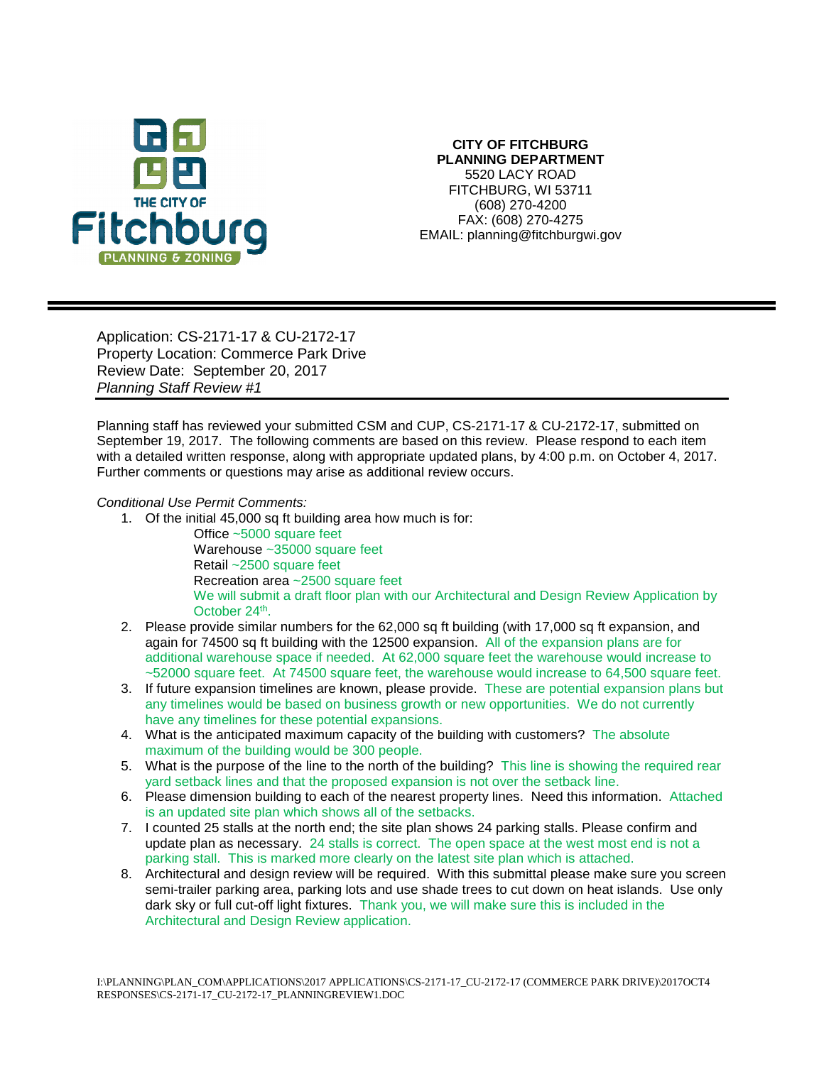**CITY OF FITCHBURG**
**PLANNING DEPARTMENT**
5520 LACY ROAD
FITCHBURG, WI 53711
(608) 270-4200
FAX: (608) 270-4275
EMAIL: planning@fitchburgwi.gov

---

Application: CS-2171-17 & CU-2172-17
Property Location: Commerce Park Drive
Review Date: September 20, 2017
*Planning Staff Review #1*

---

Planning staff has reviewed your submitted CSM and CUP, CS-2171-17 & CU-2172-17, submitted on September 19, 2017. The following comments are based on this review. Please respond to each item with a detailed written response, along with appropriate updated plans, by 4:00 p.m. on October 4, 2017. Further comments or questions may arise as additional review occurs.

*Conditional Use Permit Comments:*

1. Of the initial 45,000 sq ft building area how much is for:
   Office ~5000 square feet
   Warehouse ~35000 square feet
   Retail ~2500 square feet
   Recreation area ~2500 square feet
   We will submit a draft floor plan with our Architectural and Design Review Application by October 24th.
2. Please provide similar numbers for the 62,000 sq ft building (with 17,000 sq ft expansion, and again for 74500 sq ft building with the 12500 expansion. All of the expansion plans are for additional warehouse space if needed. At 62,000 square feet the warehouse would increase to ~52000 square feet. At 74500 square feet, the warehouse would increase to 64,500 square feet.
3. If future expansion timelines are known, please provide. These are potential expansion plans but any timelines would be based on business growth or new opportunities. We do not currently have any timelines for these potential expansions.
4. What is the anticipated maximum capacity of the building with customers? The absolute maximum of the building would be 300 people.
5. What is the purpose of the line to the north of the building? This line is showing the required rear yard setback lines and that the proposed expansion is not over the setback line.
6. Please dimension building to each of the nearest property lines. Need this information. Attached is an updated site plan which shows all of the setbacks.
7. I counted 25 stalls at the north end; the site plan shows 24 parking stalls. Please confirm and update plan as necessary. 24 stalls is correct. The open space at the west most end is not a parking stall. This is marked more clearly on the latest site plan which is attached.
8. Architectural and design review will be required. With this submittal please make sure you screen semi-trailer parking area, parking lots and use shade trees to cut down on heat islands. Use only dark sky or full cut-off light fixtures. Thank you, we will make sure this is included in the Architectural and Design Review application.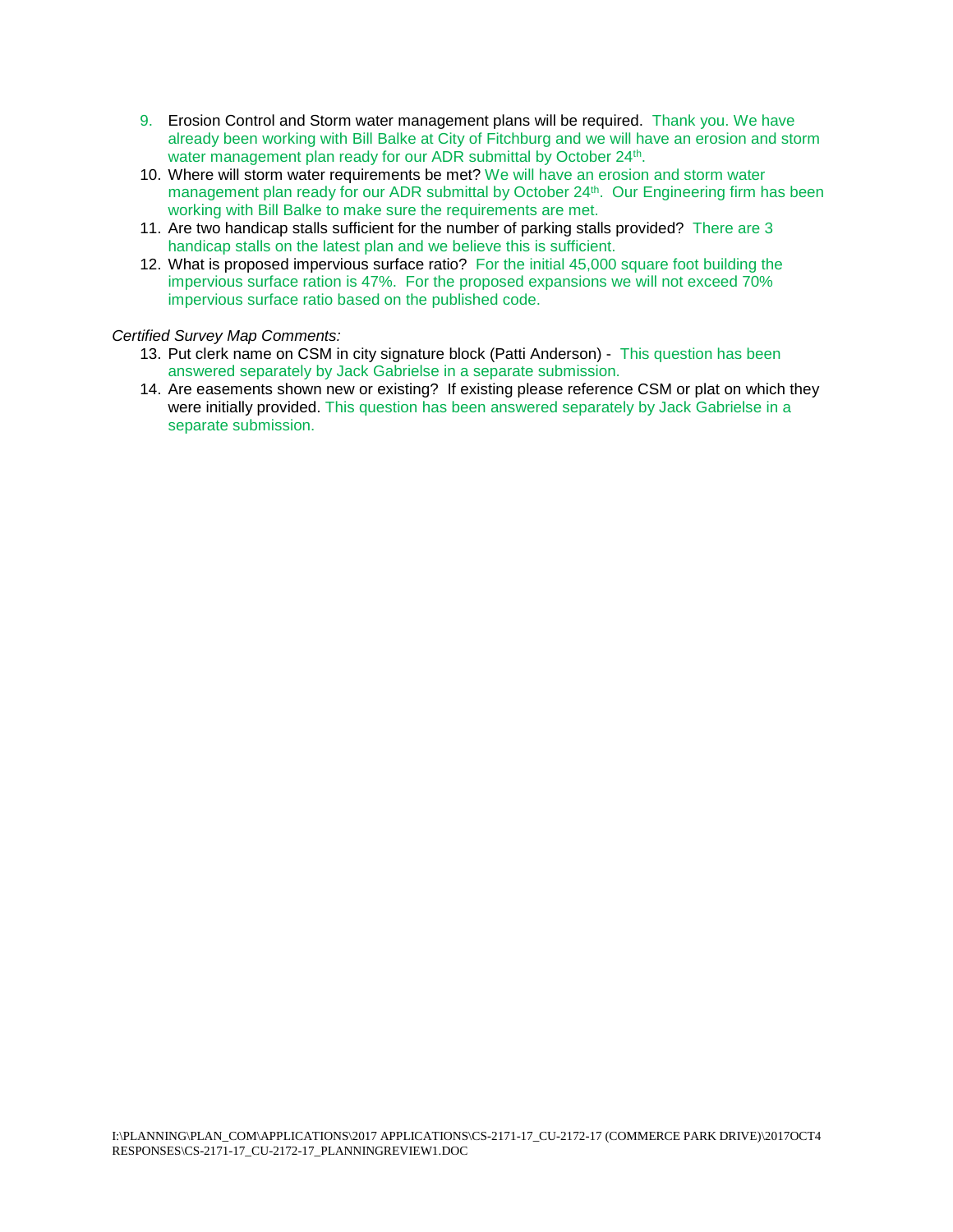9. Erosion Control and Storm water management plans will be required. Thank you. We have already been working with Bill Balke at City of Fitchburg and we will have an erosion and storm water management plan ready for our ADR submittal by October 24th.
10. Where will storm water requirements be met? We will have an erosion and storm water management plan ready for our ADR submittal by October 24th. Our Engineering firm has been working with Bill Balke to make sure the requirements are met.
11. Are two handicap stalls sufficient for the number of parking stalls provided? There are 3 handicap stalls on the latest plan and we believe this is sufficient.
12. What is proposed impervious surface ratio? For the initial 45,000 square foot building the impervious surface ration is 47%. For the proposed expansions we will not exceed 70% impervious surface ratio based on the published code.

*Certified Survey Map Comments:*

13. Put clerk name on CSM in city signature block (Patti Anderson) - This question has been answered separately by Jack Gabrielse in a separate submission.
14. Are easements shown new or existing? If existing please reference CSM or plat on which they were initially provided. This question has been answered separately by Jack Gabrielse in a separate submission.

I:\PLANNING\PLAN_COM\APPLICATIONS\2017 APPLICATIONS\CS-2171-17_CU-2172-17 (COMMERCE PARK DRIVE)\2017OCT4 RESPONSES\CS-2171-17_CU-2172-17_PLANNINGREVIEW1.DOC